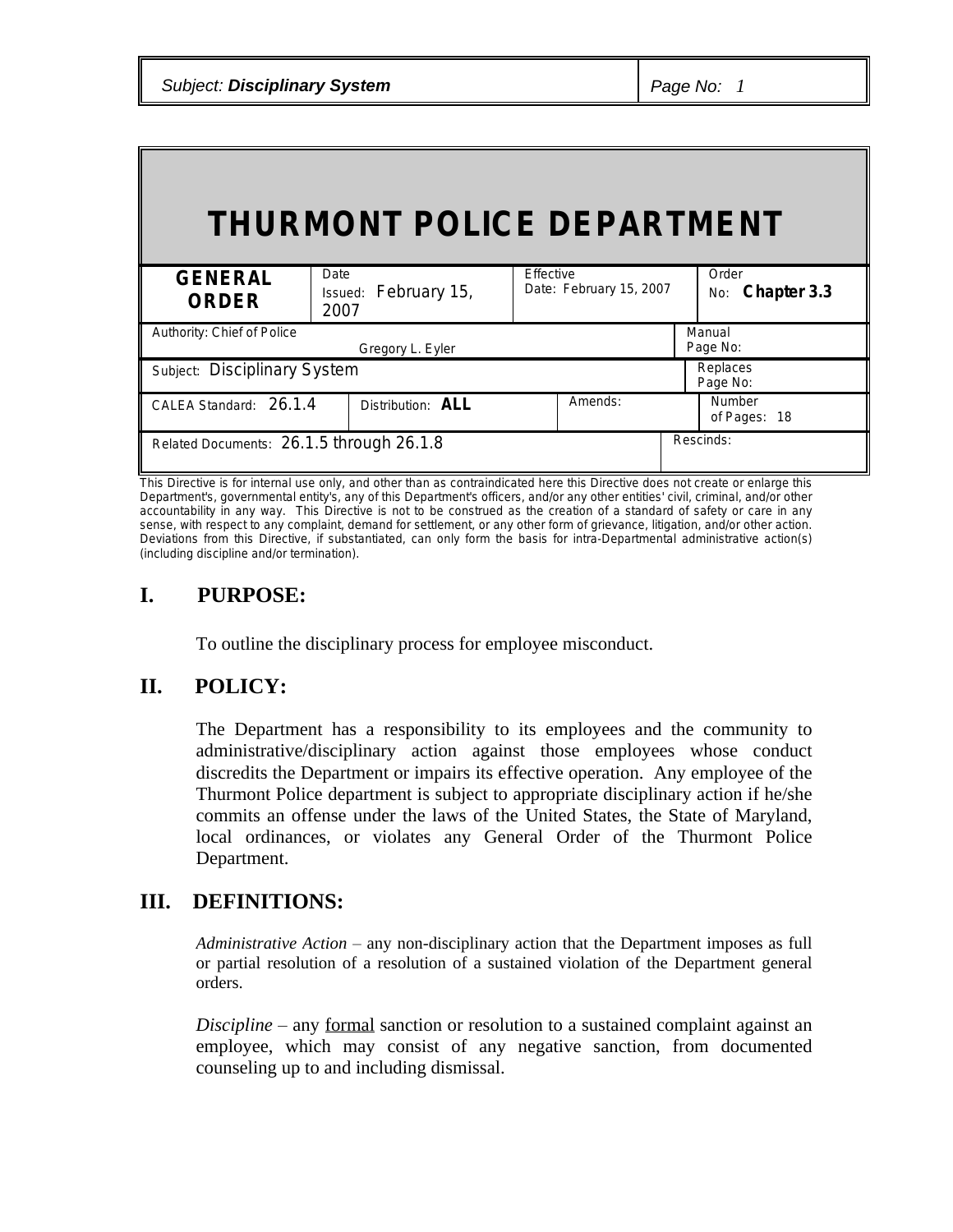# THURMONT POLICE DEPARTMENT

| GENERAL ORDER | Date Issued: February 15, 2007 | Effective Date: February 15, 2007 | Order No: **Chapter 3.3** |
|---|---|---|---|
| Authority: Chief of Police Gregory L. Eyler | | | Manual Page No: |
| Subject: Disciplinary System | | | Replaces Page No: |
| CALEA Standard: 26.1.4 | Distribution: **ALL** | Amends: | Number of Pages: 18 |
| Related Documents: 26.1.5 through 26.1.8 | | | Rescinds: |

This Directive is for internal use only, and other than as contraindicated here this Directive does not create or enlarge this Department's, governmental entity's, any of this Department's officers, and/or any other entities' civil, criminal, and/or other accountability in any way. This Directive is not to be construed as the creation of a standard of safety or care in any sense, with respect to any complaint, demand for settlement, or any other form of grievance, litigation, and/or other action. Deviations from this Directive, if substantiated, can only form the basis for intra-Departmental administrative action(s) (including discipline and/or termination).

## I. PURPOSE:

To outline the disciplinary process for employee misconduct.

## II. POLICY:

The Department has a responsibility to its employees and the community to administrative/disciplinary action against those employees whose conduct discredits the Department or impairs its effective operation. Any employee of the Thurmont Police department is subject to appropriate disciplinary action if he/she commits an offense under the laws of the United States, the State of Maryland, local ordinances, or violates any General Order of the Thurmont Police Department.

## III. DEFINITIONS:

*Administrative Action* – any non-disciplinary action that the Department imposes as full or partial resolution of a resolution of a sustained violation of the Department general orders.

*Discipline* – any formal sanction or resolution to a sustained complaint against an employee, which may consist of any negative sanction, from documented counseling up to and including dismissal.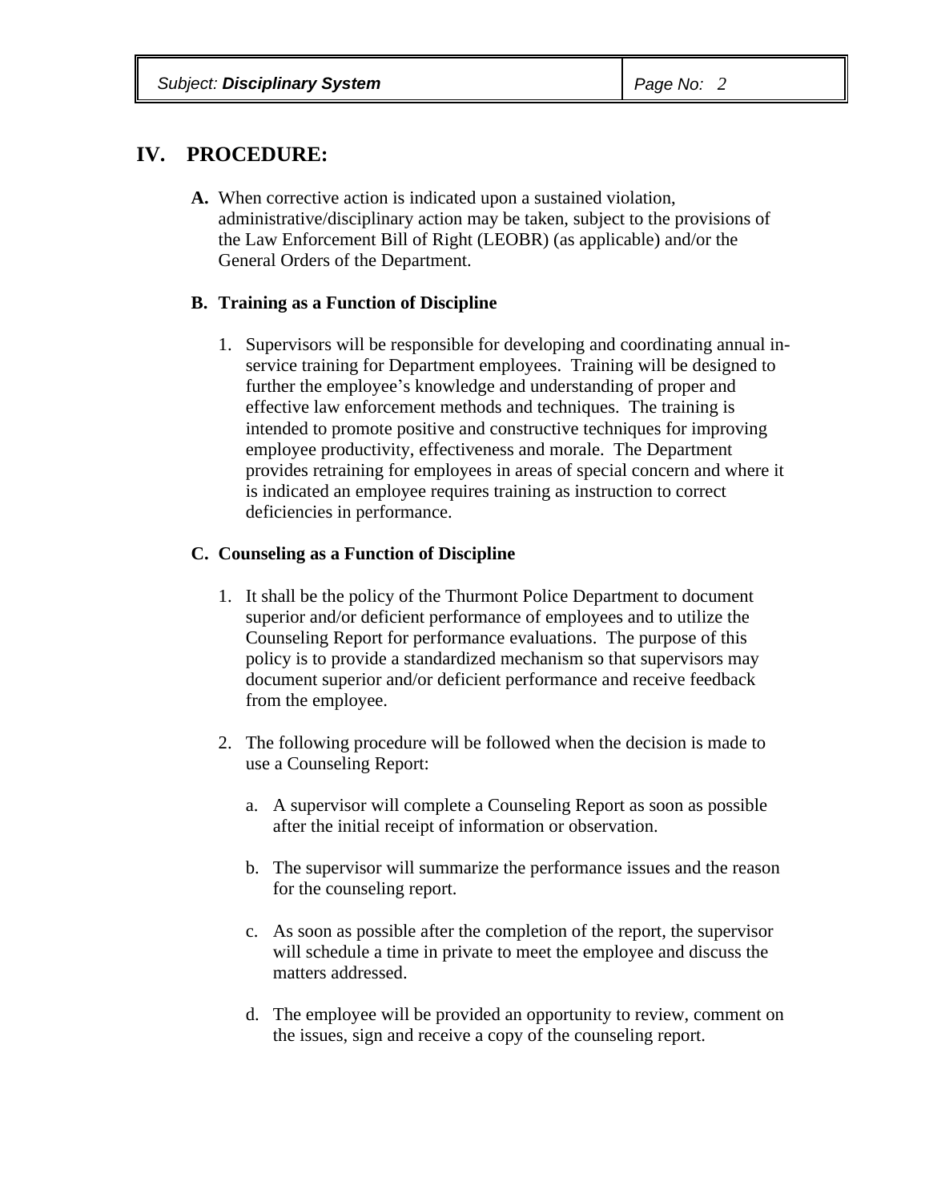## IV. PROCEDURE:

**A.** When corrective action is indicated upon a sustained violation, administrative/disciplinary action may be taken, subject to the provisions of the Law Enforcement Bill of Right (LEOBR) (as applicable) and/or the General Orders of the Department.

**B. Training as a Function of Discipline**

1. Supervisors will be responsible for developing and coordinating annual in-service training for Department employees. Training will be designed to further the employee's knowledge and understanding of proper and effective law enforcement methods and techniques. The training is intended to promote positive and constructive techniques for improving employee productivity, effectiveness and morale. The Department provides retraining for employees in areas of special concern and where it is indicated an employee requires training as instruction to correct deficiencies in performance.

**C. Counseling as a Function of Discipline**

1. It shall be the policy of the Thurmont Police Department to document superior and/or deficient performance of employees and to utilize the Counseling Report for performance evaluations. The purpose of this policy is to provide a standardized mechanism so that supervisors may document superior and/or deficient performance and receive feedback from the employee.

2. The following procedure will be followed when the decision is made to use a Counseling Report:

   a. A supervisor will complete a Counseling Report as soon as possible after the initial receipt of information or observation.

   b. The supervisor will summarize the performance issues and the reason for the counseling report.

   c. As soon as possible after the completion of the report, the supervisor will schedule a time in private to meet the employee and discuss the matters addressed.

   d. The employee will be provided an opportunity to review, comment on the issues, sign and receive a copy of the counseling report.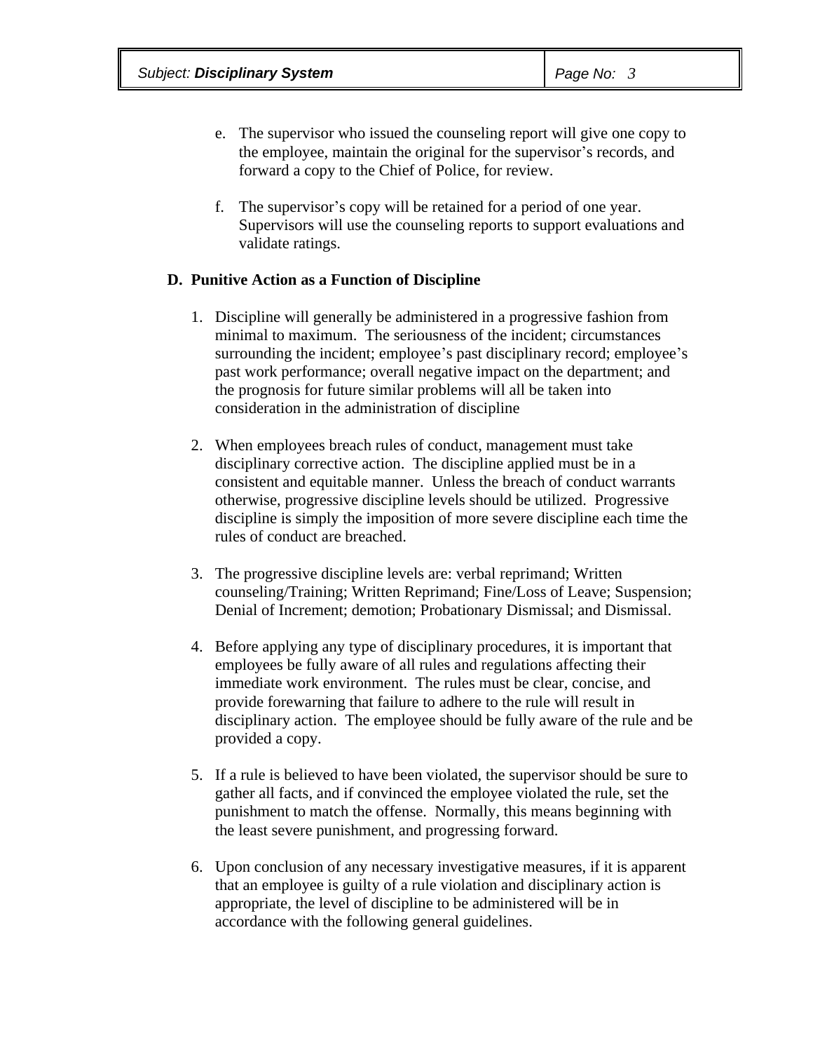e. The supervisor who issued the counseling report will give one copy to the employee, maintain the original for the supervisor's records, and forward a copy to the Chief of Police, for review.

f. The supervisor's copy will be retained for a period of one year. Supervisors will use the counseling reports to support evaluations and validate ratings.

**D. Punitive Action as a Function of Discipline**

1. Discipline will generally be administered in a progressive fashion from minimal to maximum. The seriousness of the incident; circumstances surrounding the incident; employee's past disciplinary record; employee's past work performance; overall negative impact on the department; and the prognosis for future similar problems will all be taken into consideration in the administration of discipline

2. When employees breach rules of conduct, management must take disciplinary corrective action. The discipline applied must be in a consistent and equitable manner. Unless the breach of conduct warrants otherwise, progressive discipline levels should be utilized. Progressive discipline is simply the imposition of more severe discipline each time the rules of conduct are breached.

3. The progressive discipline levels are: verbal reprimand; Written counseling/Training; Written Reprimand; Fine/Loss of Leave; Suspension; Denial of Increment; demotion; Probationary Dismissal; and Dismissal.

4. Before applying any type of disciplinary procedures, it is important that employees be fully aware of all rules and regulations affecting their immediate work environment. The rules must be clear, concise, and provide forewarning that failure to adhere to the rule will result in disciplinary action. The employee should be fully aware of the rule and be provided a copy.

5. If a rule is believed to have been violated, the supervisor should be sure to gather all facts, and if convinced the employee violated the rule, set the punishment to match the offense. Normally, this means beginning with the least severe punishment, and progressing forward.

6. Upon conclusion of any necessary investigative measures, if it is apparent that an employee is guilty of a rule violation and disciplinary action is appropriate, the level of discipline to be administered will be in accordance with the following general guidelines.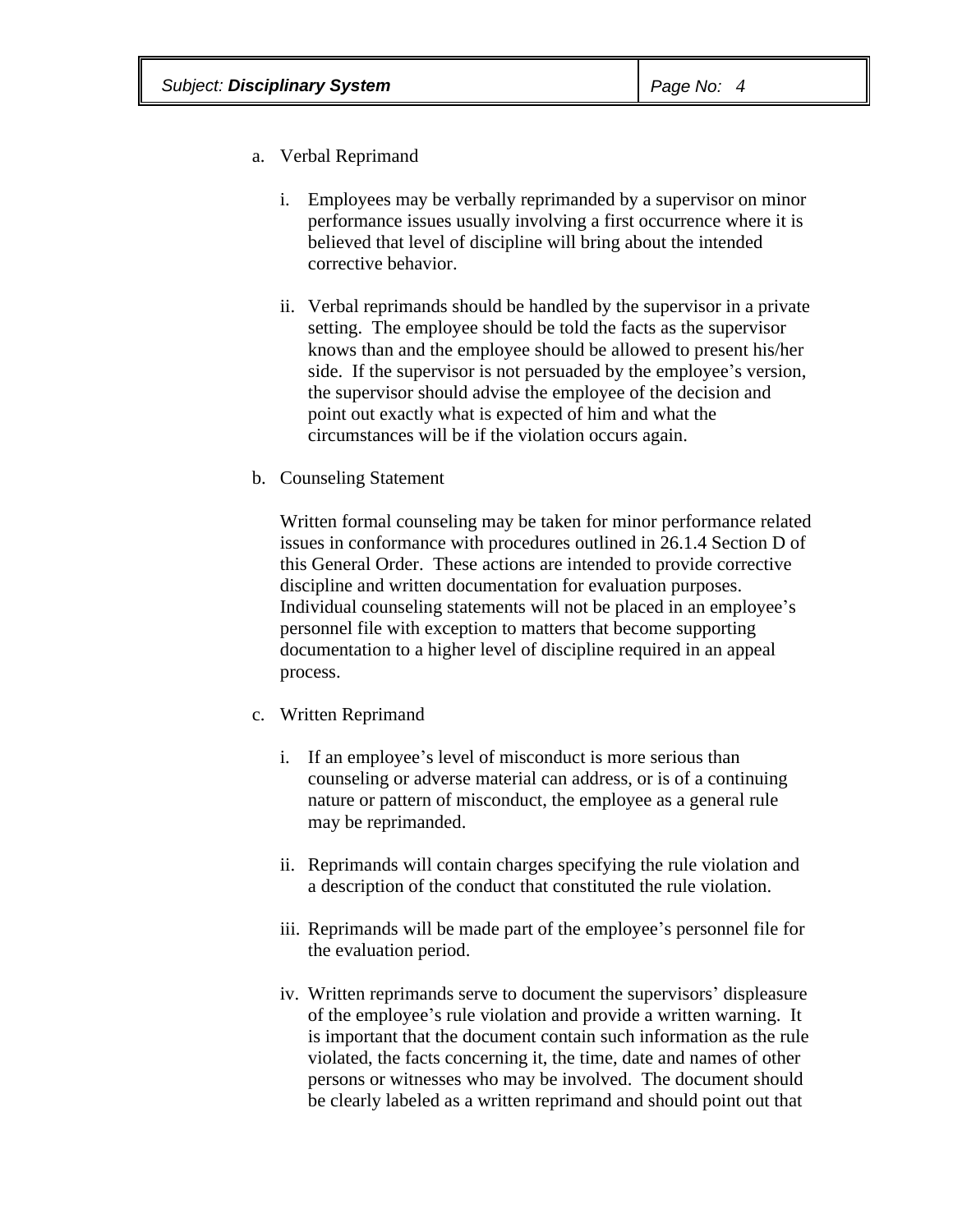a. Verbal Reprimand

   i. Employees may be verbally reprimanded by a supervisor on minor performance issues usually involving a first occurrence where it is believed that level of discipline will bring about the intended corrective behavior.

   ii. Verbal reprimands should be handled by the supervisor in a private setting. The employee should be told the facts as the supervisor knows than and the employee should be allowed to present his/her side. If the supervisor is not persuaded by the employee's version, the supervisor should advise the employee of the decision and point out exactly what is expected of him and what the circumstances will be if the violation occurs again.

b. Counseling Statement

   Written formal counseling may be taken for minor performance related issues in conformance with procedures outlined in 26.1.4 Section D of this General Order. These actions are intended to provide corrective discipline and written documentation for evaluation purposes. Individual counseling statements will not be placed in an employee's personnel file with exception to matters that become supporting documentation to a higher level of discipline required in an appeal process.

c. Written Reprimand

   i. If an employee's level of misconduct is more serious than counseling or adverse material can address, or is of a continuing nature or pattern of misconduct, the employee as a general rule may be reprimanded.

   ii. Reprimands will contain charges specifying the rule violation and a description of the conduct that constituted the rule violation.

   iii. Reprimands will be made part of the employee's personnel file for the evaluation period.

   iv. Written reprimands serve to document the supervisors' displeasure of the employee's rule violation and provide a written warning. It is important that the document contain such information as the rule violated, the facts concerning it, the time, date and names of other persons or witnesses who may be involved. The document should be clearly labeled as a written reprimand and should point out that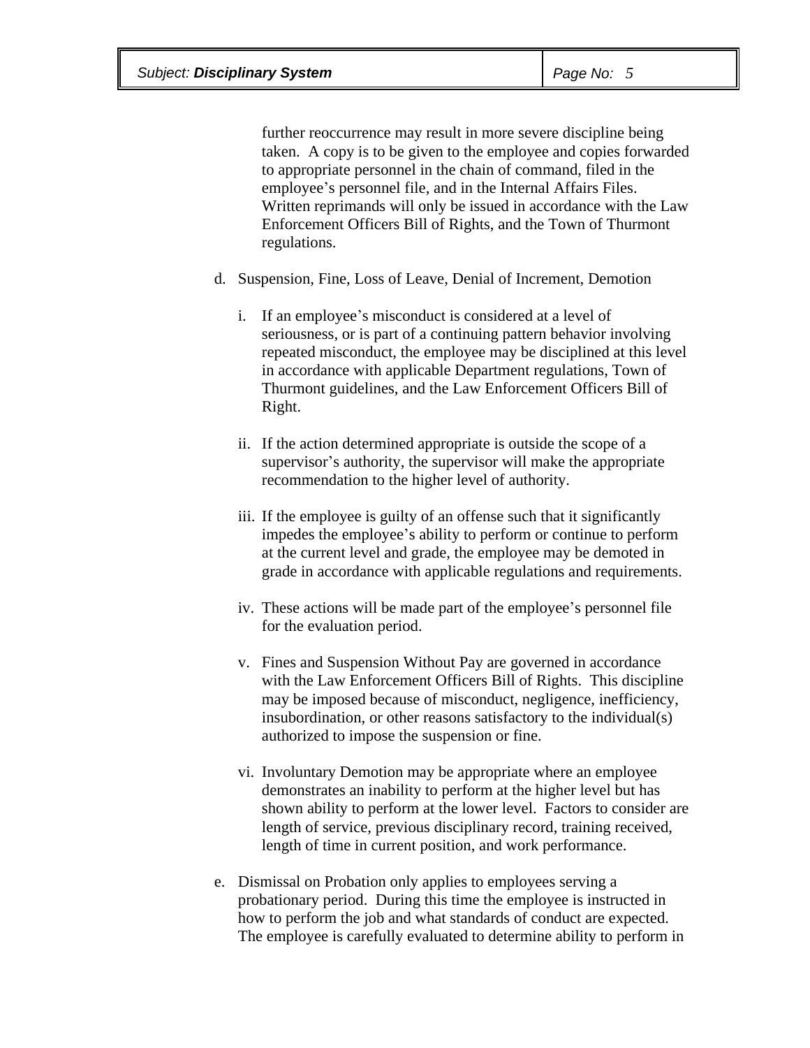further reoccurrence may result in more severe discipline being taken. A copy is to be given to the employee and copies forwarded to appropriate personnel in the chain of command, filed in the employee's personnel file, and in the Internal Affairs Files. Written reprimands will only be issued in accordance with the Law Enforcement Officers Bill of Rights, and the Town of Thurmont regulations.

d. Suspension, Fine, Loss of Leave, Denial of Increment, Demotion

   i. If an employee's misconduct is considered at a level of seriousness, or is part of a continuing pattern behavior involving repeated misconduct, the employee may be disciplined at this level in accordance with applicable Department regulations, Town of Thurmont guidelines, and the Law Enforcement Officers Bill of Right.

   ii. If the action determined appropriate is outside the scope of a supervisor's authority, the supervisor will make the appropriate recommendation to the higher level of authority.

   iii. If the employee is guilty of an offense such that it significantly impedes the employee's ability to perform or continue to perform at the current level and grade, the employee may be demoted in grade in accordance with applicable regulations and requirements.

   iv. These actions will be made part of the employee's personnel file for the evaluation period.

   v. Fines and Suspension Without Pay are governed in accordance with the Law Enforcement Officers Bill of Rights. This discipline may be imposed because of misconduct, negligence, inefficiency, insubordination, or other reasons satisfactory to the individual(s) authorized to impose the suspension or fine.

   vi. Involuntary Demotion may be appropriate where an employee demonstrates an inability to perform at the higher level but has shown ability to perform at the lower level. Factors to consider are length of service, previous disciplinary record, training received, length of time in current position, and work performance.

e. Dismissal on Probation only applies to employees serving a probationary period. During this time the employee is instructed in how to perform the job and what standards of conduct are expected. The employee is carefully evaluated to determine ability to perform in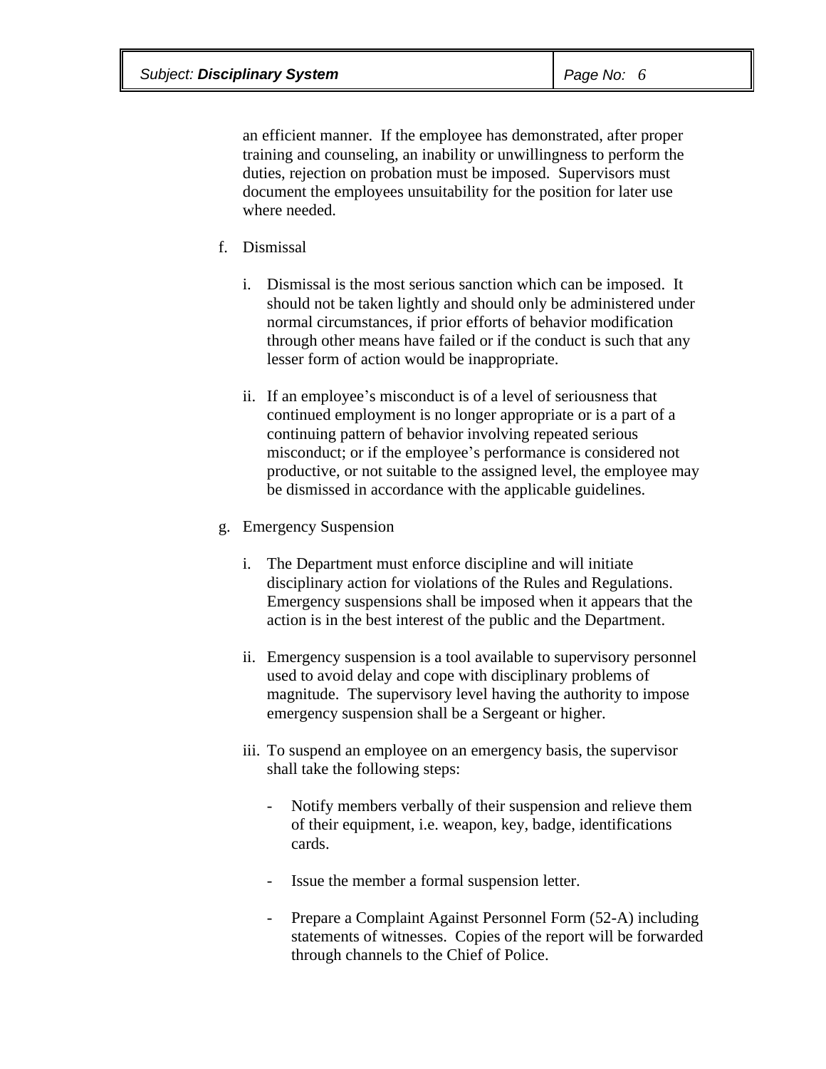an efficient manner. If the employee has demonstrated, after proper training and counseling, an inability or unwillingness to perform the duties, rejection on probation must be imposed. Supervisors must document the employees unsuitability for the position for later use where needed.

f. Dismissal

   i. Dismissal is the most serious sanction which can be imposed. It should not be taken lightly and should only be administered under normal circumstances, if prior efforts of behavior modification through other means have failed or if the conduct is such that any lesser form of action would be inappropriate.

   ii. If an employee's misconduct is of a level of seriousness that continued employment is no longer appropriate or is a part of a continuing pattern of behavior involving repeated serious misconduct; or if the employee's performance is considered not productive, or not suitable to the assigned level, the employee may be dismissed in accordance with the applicable guidelines.

g. Emergency Suspension

   i. The Department must enforce discipline and will initiate disciplinary action for violations of the Rules and Regulations. Emergency suspensions shall be imposed when it appears that the action is in the best interest of the public and the Department.

   ii. Emergency suspension is a tool available to supervisory personnel used to avoid delay and cope with disciplinary problems of magnitude. The supervisory level having the authority to impose emergency suspension shall be a Sergeant or higher.

   iii. To suspend an employee on an emergency basis, the supervisor shall take the following steps:

      - Notify members verbally of their suspension and relieve them of their equipment, i.e. weapon, key, badge, identifications cards.

      - Issue the member a formal suspension letter.

      - Prepare a Complaint Against Personnel Form (52-A) including statements of witnesses. Copies of the report will be forwarded through channels to the Chief of Police.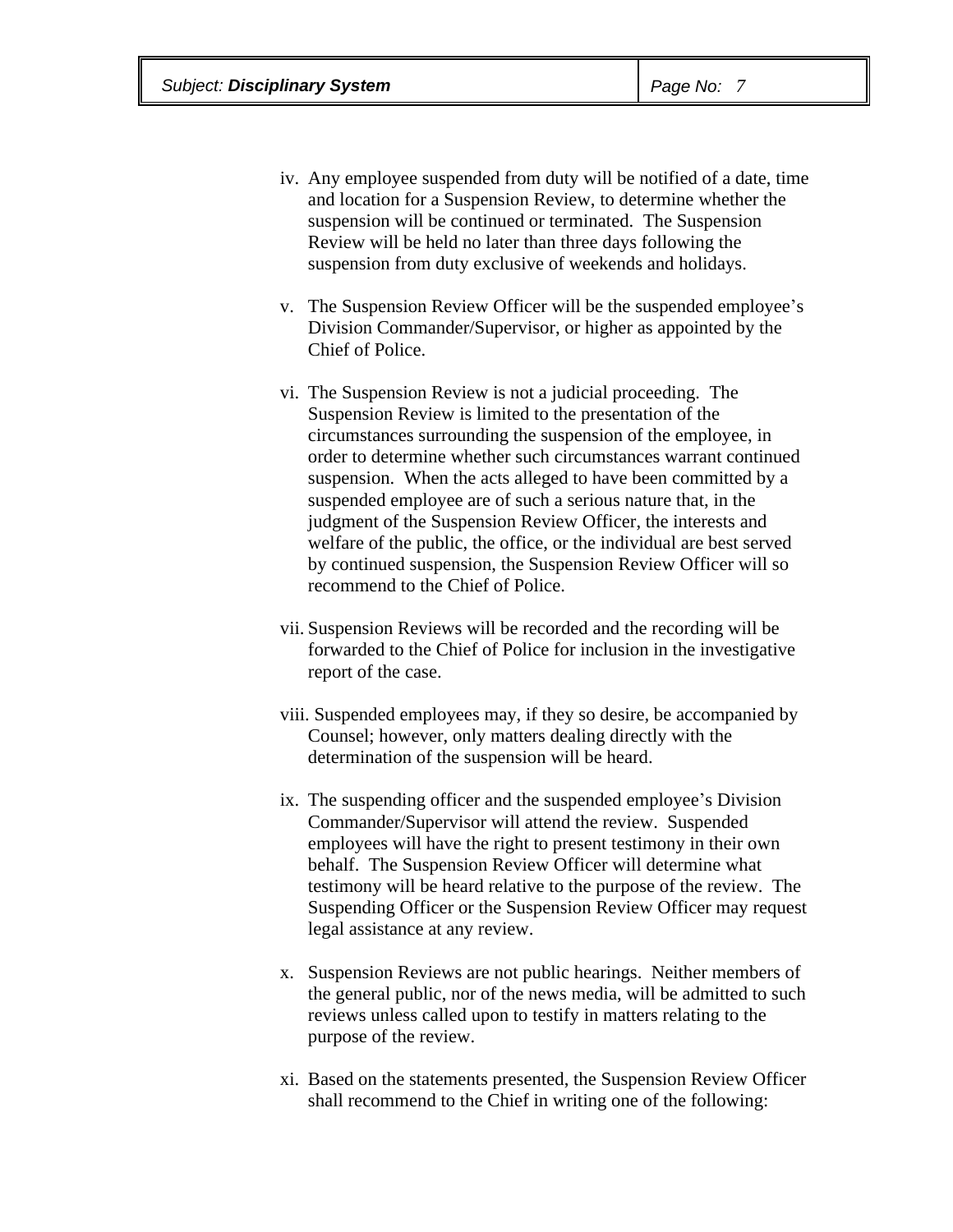iv. Any employee suspended from duty will be notified of a date, time and location for a Suspension Review, to determine whether the suspension will be continued or terminated. The Suspension Review will be held no later than three days following the suspension from duty exclusive of weekends and holidays.

v. The Suspension Review Officer will be the suspended employee's Division Commander/Supervisor, or higher as appointed by the Chief of Police.

vi. The Suspension Review is not a judicial proceeding. The Suspension Review is limited to the presentation of the circumstances surrounding the suspension of the employee, in order to determine whether such circumstances warrant continued suspension. When the acts alleged to have been committed by a suspended employee are of such a serious nature that, in the judgment of the Suspension Review Officer, the interests and welfare of the public, the office, or the individual are best served by continued suspension, the Suspension Review Officer will so recommend to the Chief of Police.

vii. Suspension Reviews will be recorded and the recording will be forwarded to the Chief of Police for inclusion in the investigative report of the case.

viii. Suspended employees may, if they so desire, be accompanied by Counsel; however, only matters dealing directly with the determination of the suspension will be heard.

ix. The suspending officer and the suspended employee's Division Commander/Supervisor will attend the review. Suspended employees will have the right to present testimony in their own behalf. The Suspension Review Officer will determine what testimony will be heard relative to the purpose of the review. The Suspending Officer or the Suspension Review Officer may request legal assistance at any review.

x. Suspension Reviews are not public hearings. Neither members of the general public, nor of the news media, will be admitted to such reviews unless called upon to testify in matters relating to the purpose of the review.

xi. Based on the statements presented, the Suspension Review Officer shall recommend to the Chief in writing one of the following: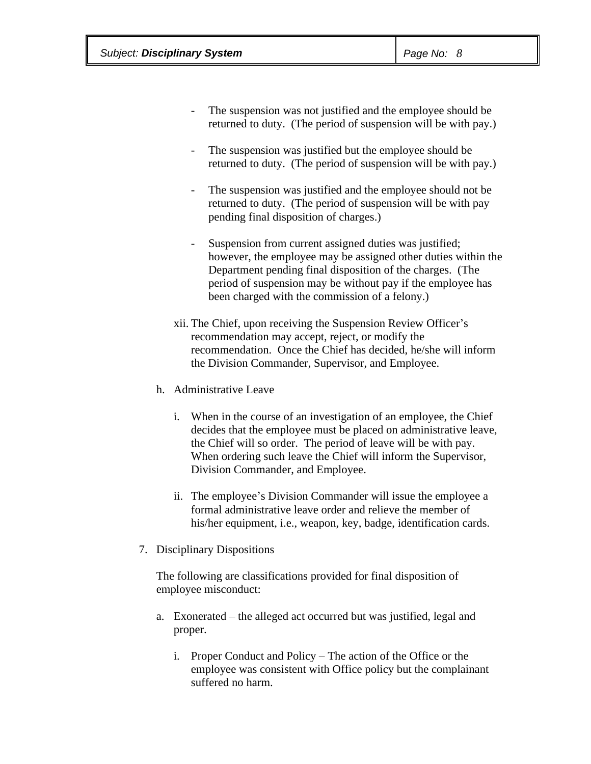- The suspension was not justified and the employee should be returned to duty. (The period of suspension will be with pay.)

- The suspension was justified but the employee should be returned to duty. (The period of suspension will be with pay.)

- The suspension was justified and the employee should not be returned to duty. (The period of suspension will be with pay pending final disposition of charges.)

- Suspension from current assigned duties was justified; however, the employee may be assigned other duties within the Department pending final disposition of the charges. (The period of suspension may be without pay if the employee has been charged with the commission of a felony.)

xii. The Chief, upon receiving the Suspension Review Officer's recommendation may accept, reject, or modify the recommendation. Once the Chief has decided, he/she will inform the Division Commander, Supervisor, and Employee.

h. Administrative Leave

i. When in the course of an investigation of an employee, the Chief decides that the employee must be placed on administrative leave, the Chief will so order. The period of leave will be with pay. When ordering such leave the Chief will inform the Supervisor, Division Commander, and Employee.

ii. The employee's Division Commander will issue the employee a formal administrative leave order and relieve the member of his/her equipment, i.e., weapon, key, badge, identification cards.

7. Disciplinary Dispositions

The following are classifications provided for final disposition of employee misconduct:

a. Exonerated – the alleged act occurred but was justified, legal and proper.

i. Proper Conduct and Policy – The action of the Office or the employee was consistent with Office policy but the complainant suffered no harm.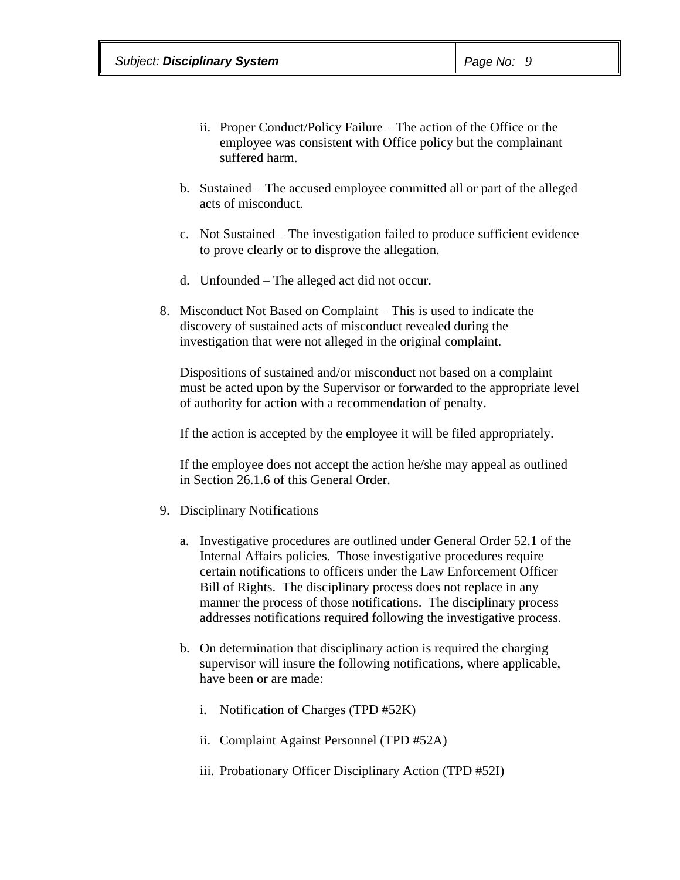ii. Proper Conduct/Policy Failure – The action of the Office or the employee was consistent with Office policy but the complainant suffered harm.

   b. Sustained – The accused employee committed all or part of the alleged acts of misconduct.

   c. Not Sustained – The investigation failed to produce sufficient evidence to prove clearly or to disprove the allegation.

   d. Unfounded – The alleged act did not occur.

8. Misconduct Not Based on Complaint – This is used to indicate the discovery of sustained acts of misconduct revealed during the investigation that were not alleged in the original complaint.

   Dispositions of sustained and/or misconduct not based on a complaint must be acted upon by the Supervisor or forwarded to the appropriate level of authority for action with a recommendation of penalty.

   If the action is accepted by the employee it will be filed appropriately.

   If the employee does not accept the action he/she may appeal as outlined in Section 26.1.6 of this General Order.

9. Disciplinary Notifications

   a. Investigative procedures are outlined under General Order 52.1 of the Internal Affairs policies. Those investigative procedures require certain notifications to officers under the Law Enforcement Officer Bill of Rights. The disciplinary process does not replace in any manner the process of those notifications. The disciplinary process addresses notifications required following the investigative process.

   b. On determination that disciplinary action is required the charging supervisor will insure the following notifications, where applicable, have been or are made:

      i. Notification of Charges (TPD #52K)

      ii. Complaint Against Personnel (TPD #52A)

      iii. Probationary Officer Disciplinary Action (TPD #52I)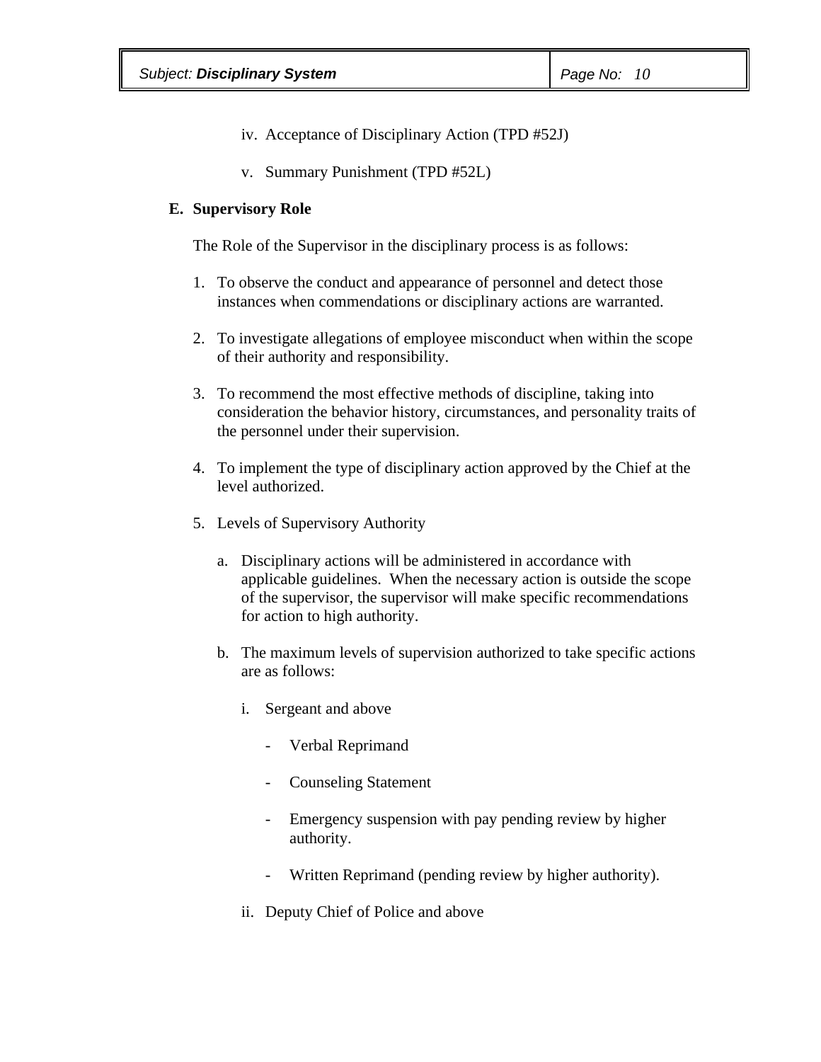iv. Acceptance of Disciplinary Action (TPD #52J)

v. Summary Punishment (TPD #52L)

**E. Supervisory Role**

The Role of the Supervisor in the disciplinary process is as follows:

1. To observe the conduct and appearance of personnel and detect those instances when commendations or disciplinary actions are warranted.

2. To investigate allegations of employee misconduct when within the scope of their authority and responsibility.

3. To recommend the most effective methods of discipline, taking into consideration the behavior history, circumstances, and personality traits of the personnel under their supervision.

4. To implement the type of disciplinary action approved by the Chief at the level authorized.

5. Levels of Supervisory Authority

   a. Disciplinary actions will be administered in accordance with applicable guidelines. When the necessary action is outside the scope of the supervisor, the supervisor will make specific recommendations for action to high authority.

   b. The maximum levels of supervision authorized to take specific actions are as follows:

      i. Sergeant and above

         - Verbal Reprimand

         - Counseling Statement

         - Emergency suspension with pay pending review by higher authority.

         - Written Reprimand (pending review by higher authority).

      ii. Deputy Chief of Police and above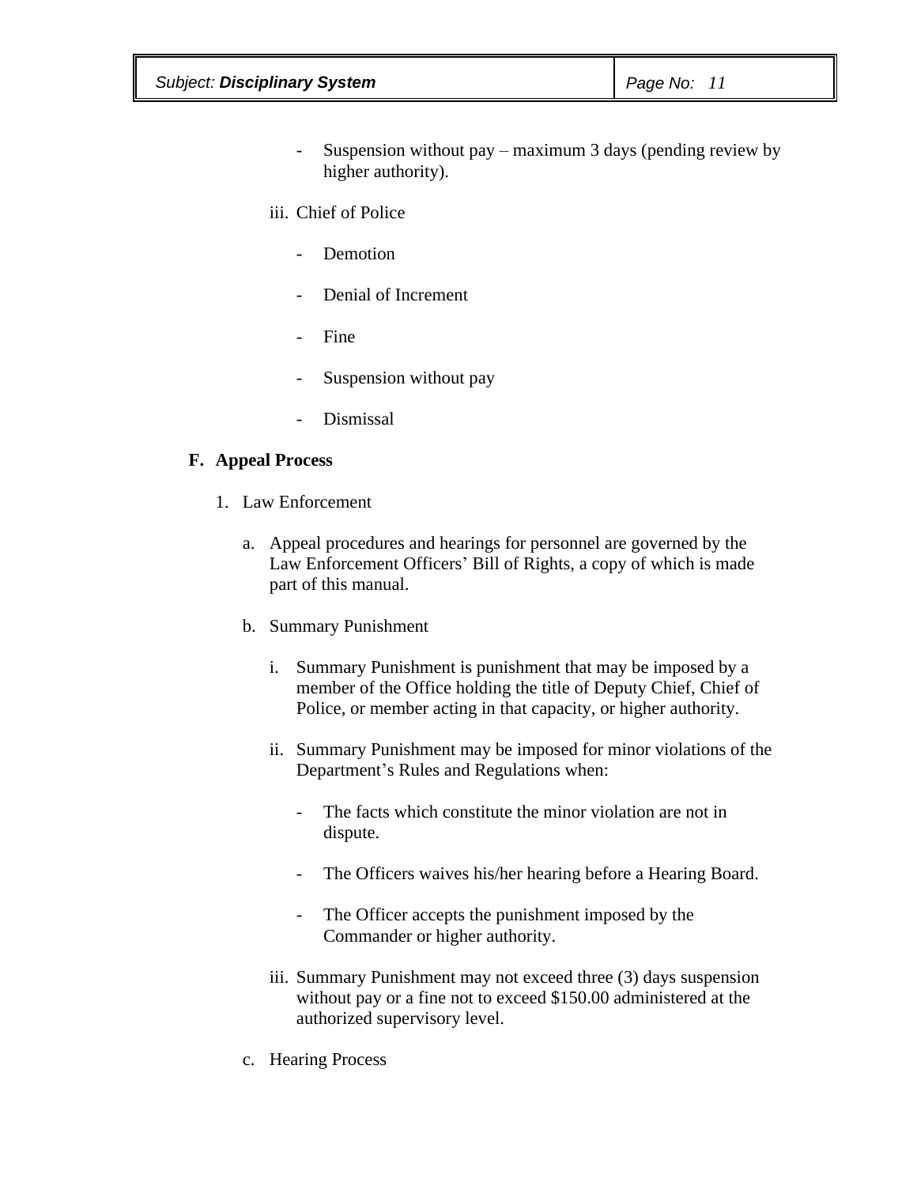- Suspension without pay – maximum 3 days (pending review by higher authority).

iii. Chief of Police

- Demotion
- Denial of Increment
- Fine
- Suspension without pay
- Dismissal

**F. Appeal Process**

1. Law Enforcement

   a. Appeal procedures and hearings for personnel are governed by the Law Enforcement Officers' Bill of Rights, a copy of which is made part of this manual.

   b. Summary Punishment

      i. Summary Punishment is punishment that may be imposed by a member of the Office holding the title of Deputy Chief, Chief of Police, or member acting in that capacity, or higher authority.

      ii. Summary Punishment may be imposed for minor violations of the Department's Rules and Regulations when:

         - The facts which constitute the minor violation are not in dispute.
         - The Officers waives his/her hearing before a Hearing Board.
         - The Officer accepts the punishment imposed by the Commander or higher authority.

      iii. Summary Punishment may not exceed three (3) days suspension without pay or a fine not to exceed $150.00 administered at the authorized supervisory level.

   c. Hearing Process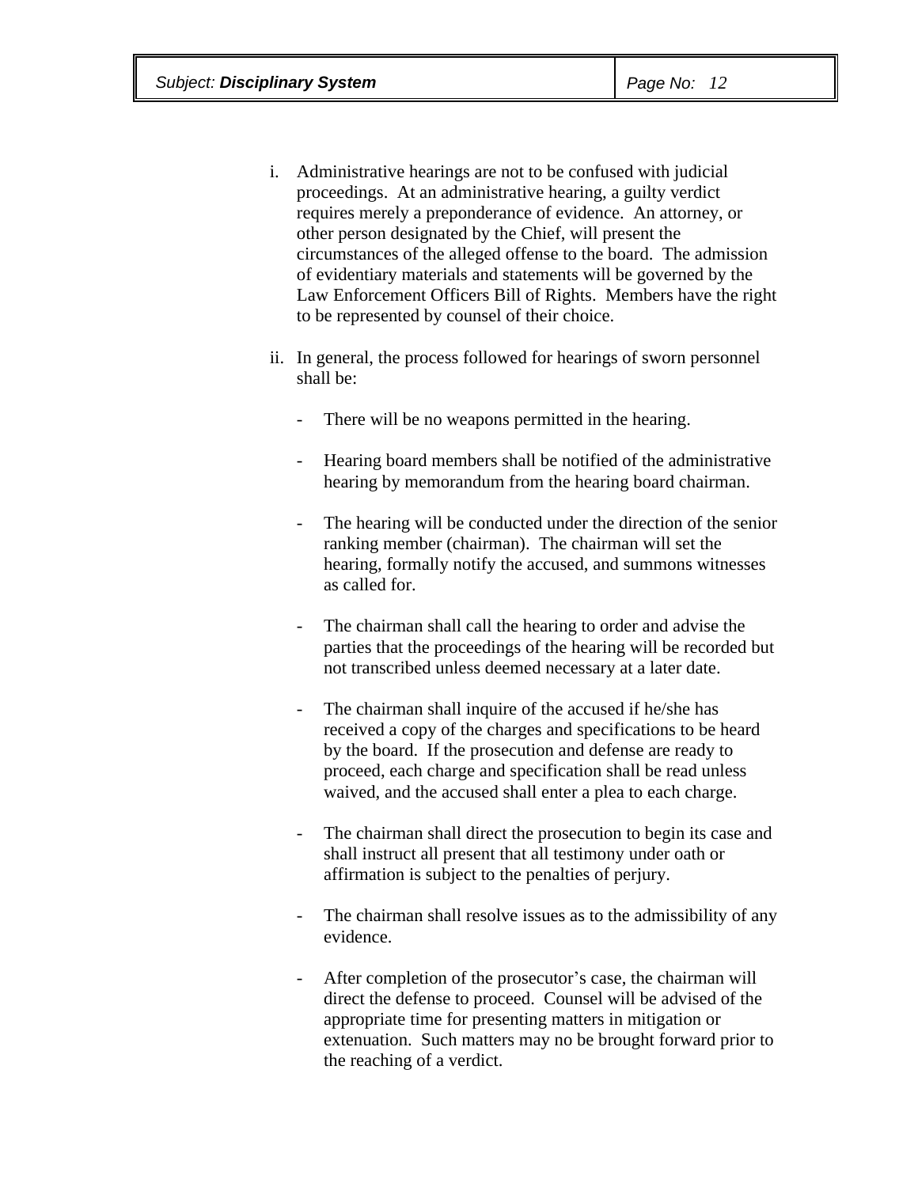i. Administrative hearings are not to be confused with judicial proceedings. At an administrative hearing, a guilty verdict requires merely a preponderance of evidence. An attorney, or other person designated by the Chief, will present the circumstances of the alleged offense to the board. The admission of evidentiary materials and statements will be governed by the Law Enforcement Officers Bill of Rights. Members have the right to be represented by counsel of their choice.

ii. In general, the process followed for hearings of sworn personnel shall be:

- There will be no weapons permitted in the hearing.

- Hearing board members shall be notified of the administrative hearing by memorandum from the hearing board chairman.

- The hearing will be conducted under the direction of the senior ranking member (chairman). The chairman will set the hearing, formally notify the accused, and summons witnesses as called for.

- The chairman shall call the hearing to order and advise the parties that the proceedings of the hearing will be recorded but not transcribed unless deemed necessary at a later date.

- The chairman shall inquire of the accused if he/she has received a copy of the charges and specifications to be heard by the board. If the prosecution and defense are ready to proceed, each charge and specification shall be read unless waived, and the accused shall enter a plea to each charge.

- The chairman shall direct the prosecution to begin its case and shall instruct all present that all testimony under oath or affirmation is subject to the penalties of perjury.

- The chairman shall resolve issues as to the admissibility of any evidence.

- After completion of the prosecutor's case, the chairman will direct the defense to proceed. Counsel will be advised of the appropriate time for presenting matters in mitigation or extenuation. Such matters may no be brought forward prior to the reaching of a verdict.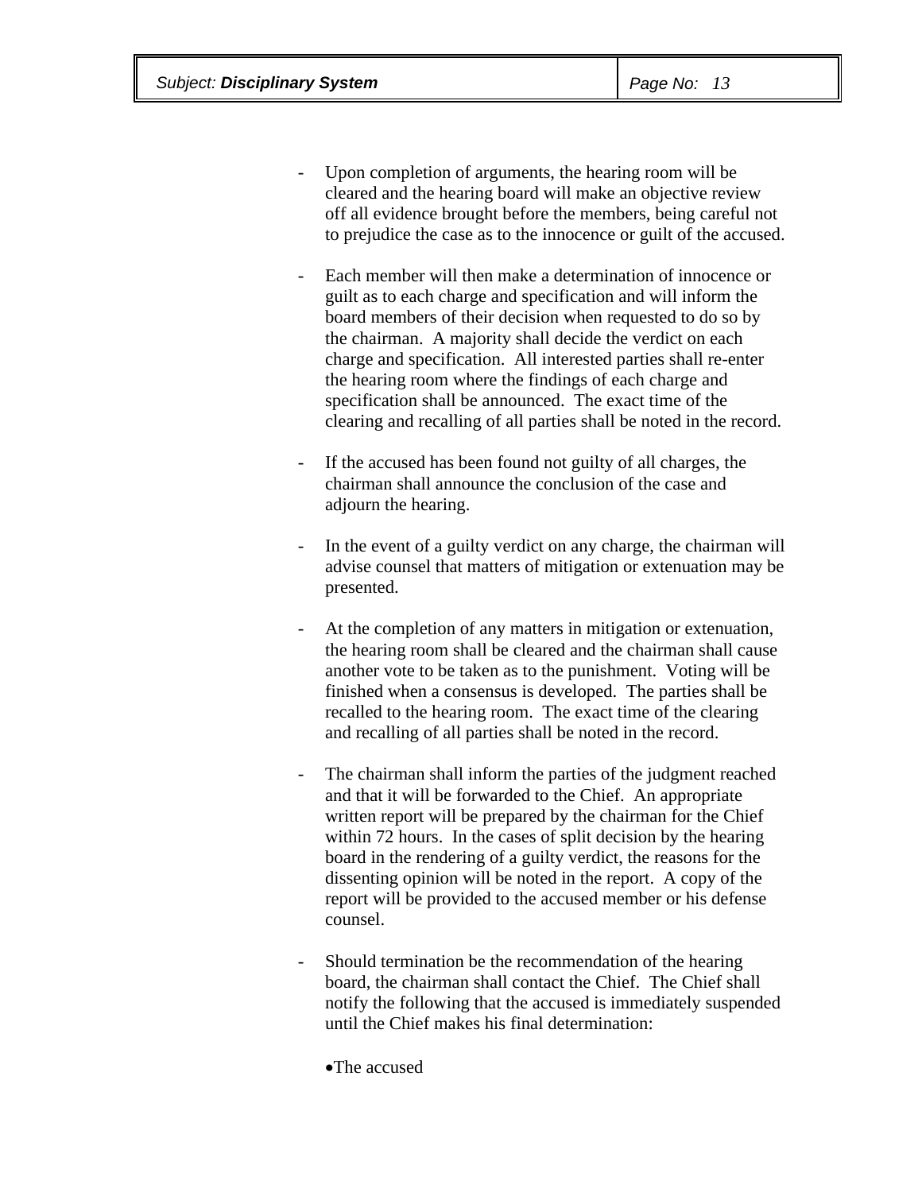- Upon completion of arguments, the hearing room will be cleared and the hearing board will make an objective review off all evidence brought before the members, being careful not to prejudice the case as to the innocence or guilt of the accused.

- Each member will then make a determination of innocence or guilt as to each charge and specification and will inform the board members of their decision when requested to do so by the chairman. A majority shall decide the verdict on each charge and specification. All interested parties shall re-enter the hearing room where the findings of each charge and specification shall be announced. The exact time of the clearing and recalling of all parties shall be noted in the record.

- If the accused has been found not guilty of all charges, the chairman shall announce the conclusion of the case and adjourn the hearing.

- In the event of a guilty verdict on any charge, the chairman will advise counsel that matters of mitigation or extenuation may be presented.

- At the completion of any matters in mitigation or extenuation, the hearing room shall be cleared and the chairman shall cause another vote to be taken as to the punishment. Voting will be finished when a consensus is developed. The parties shall be recalled to the hearing room. The exact time of the clearing and recalling of all parties shall be noted in the record.

- The chairman shall inform the parties of the judgment reached and that it will be forwarded to the Chief. An appropriate written report will be prepared by the chairman for the Chief within 72 hours. In the cases of split decision by the hearing board in the rendering of a guilty verdict, the reasons for the dissenting opinion will be noted in the report. A copy of the report will be provided to the accused member or his defense counsel.

- Should termination be the recommendation of the hearing board, the chairman shall contact the Chief. The Chief shall notify the following that the accused is immediately suspended until the Chief makes his final determination:

  - The accused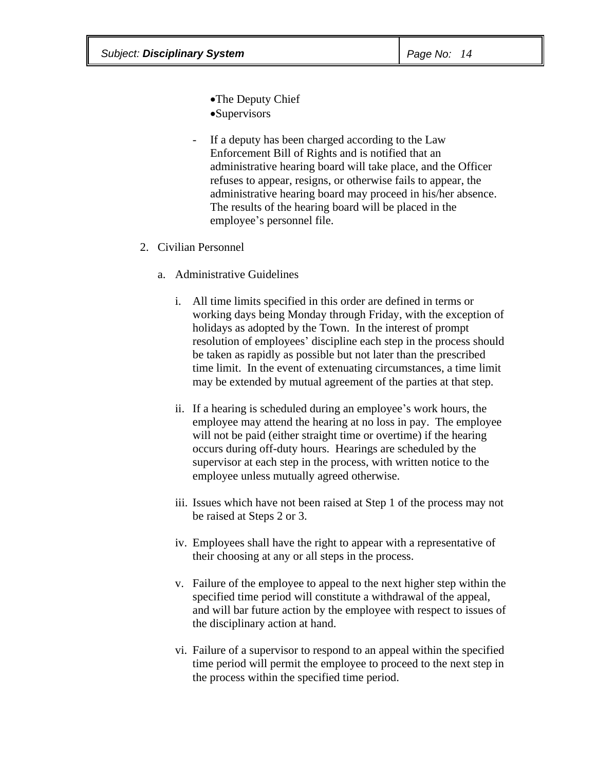- The Deputy Chief
- Supervisors

- If a deputy has been charged according to the Law Enforcement Bill of Rights and is notified that an administrative hearing board will take place, and the Officer refuses to appear, resigns, or otherwise fails to appear, the administrative hearing board may proceed in his/her absence. The results of the hearing board will be placed in the employee's personnel file.

2. Civilian Personnel

   a. Administrative Guidelines

      i. All time limits specified in this order are defined in terms or working days being Monday through Friday, with the exception of holidays as adopted by the Town. In the interest of prompt resolution of employees' discipline each step in the process should be taken as rapidly as possible but not later than the prescribed time limit. In the event of extenuating circumstances, a time limit may be extended by mutual agreement of the parties at that step.

      ii. If a hearing is scheduled during an employee's work hours, the employee may attend the hearing at no loss in pay. The employee will not be paid (either straight time or overtime) if the hearing occurs during off-duty hours. Hearings are scheduled by the supervisor at each step in the process, with written notice to the employee unless mutually agreed otherwise.

      iii. Issues which have not been raised at Step 1 of the process may not be raised at Steps 2 or 3.

      iv. Employees shall have the right to appear with a representative of their choosing at any or all steps in the process.

      v. Failure of the employee to appeal to the next higher step within the specified time period will constitute a withdrawal of the appeal, and will bar future action by the employee with respect to issues of the disciplinary action at hand.

      vi. Failure of a supervisor to respond to an appeal within the specified time period will permit the employee to proceed to the next step in the process within the specified time period.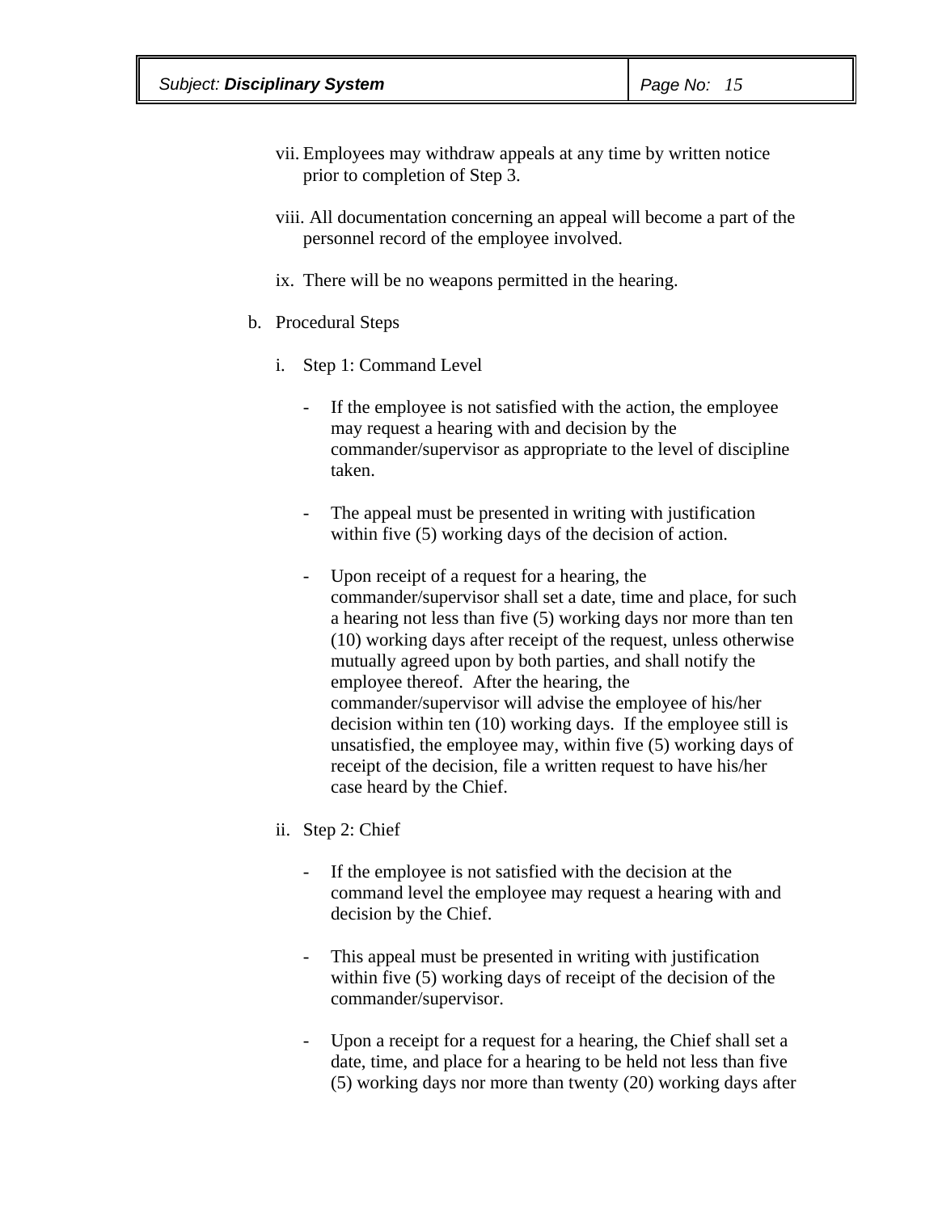vii. Employees may withdraw appeals at any time by written notice prior to completion of Step 3.

viii. All documentation concerning an appeal will become a part of the personnel record of the employee involved.

ix. There will be no weapons permitted in the hearing.

b. Procedural Steps

i. Step 1: Command Level

- If the employee is not satisfied with the action, the employee may request a hearing with and decision by the commander/supervisor as appropriate to the level of discipline taken.

- The appeal must be presented in writing with justification within five (5) working days of the decision of action.

- Upon receipt of a request for a hearing, the commander/supervisor shall set a date, time and place, for such a hearing not less than five (5) working days nor more than ten (10) working days after receipt of the request, unless otherwise mutually agreed upon by both parties, and shall notify the employee thereof. After the hearing, the commander/supervisor will advise the employee of his/her decision within ten (10) working days. If the employee still is unsatisfied, the employee may, within five (5) working days of receipt of the decision, file a written request to have his/her case heard by the Chief.

ii. Step 2: Chief

- If the employee is not satisfied with the decision at the command level the employee may request a hearing with and decision by the Chief.

- This appeal must be presented in writing with justification within five (5) working days of receipt of the decision of the commander/supervisor.

- Upon a receipt for a request for a hearing, the Chief shall set a date, time, and place for a hearing to be held not less than five (5) working days nor more than twenty (20) working days after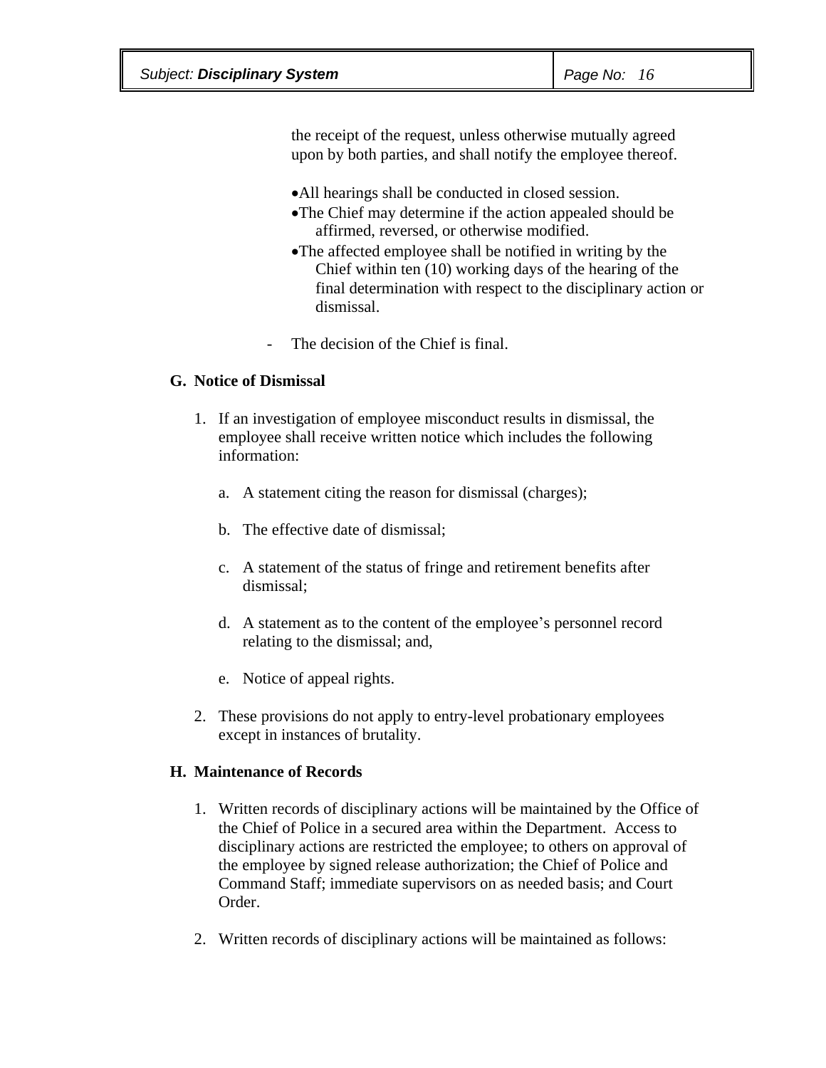the receipt of the request, unless otherwise mutually agreed upon by both parties, and shall notify the employee thereof.

- All hearings shall be conducted in closed session.
- The Chief may determine if the action appealed should be affirmed, reversed, or otherwise modified.
- The affected employee shall be notified in writing by the Chief within ten (10) working days of the hearing of the final determination with respect to the disciplinary action or dismissal.

- The decision of the Chief is final.

**G. Notice of Dismissal**

1. If an investigation of employee misconduct results in dismissal, the employee shall receive written notice which includes the following information:

    a. A statement citing the reason for dismissal (charges);

    b. The effective date of dismissal;

    c. A statement of the status of fringe and retirement benefits after dismissal;

    d. A statement as to the content of the employee's personnel record relating to the dismissal; and,

    e. Notice of appeal rights.

2. These provisions do not apply to entry-level probationary employees except in instances of brutality.

**H. Maintenance of Records**

1. Written records of disciplinary actions will be maintained by the Office of the Chief of Police in a secured area within the Department. Access to disciplinary actions are restricted the employee; to others on approval of the employee by signed release authorization; the Chief of Police and Command Staff; immediate supervisors on as needed basis; and Court Order.

2. Written records of disciplinary actions will be maintained as follows: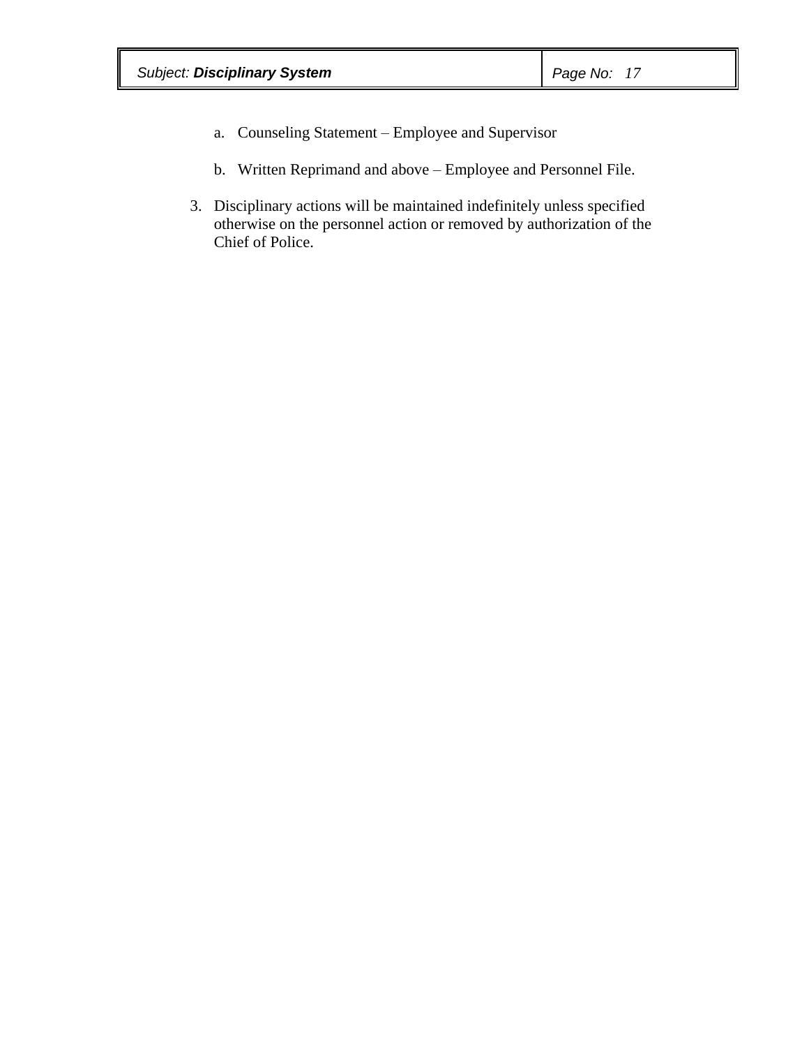a. Counseling Statement – Employee and Supervisor

   b. Written Reprimand and above – Employee and Personnel File.

3. Disciplinary actions will be maintained indefinitely unless specified otherwise on the personnel action or removed by authorization of the Chief of Police.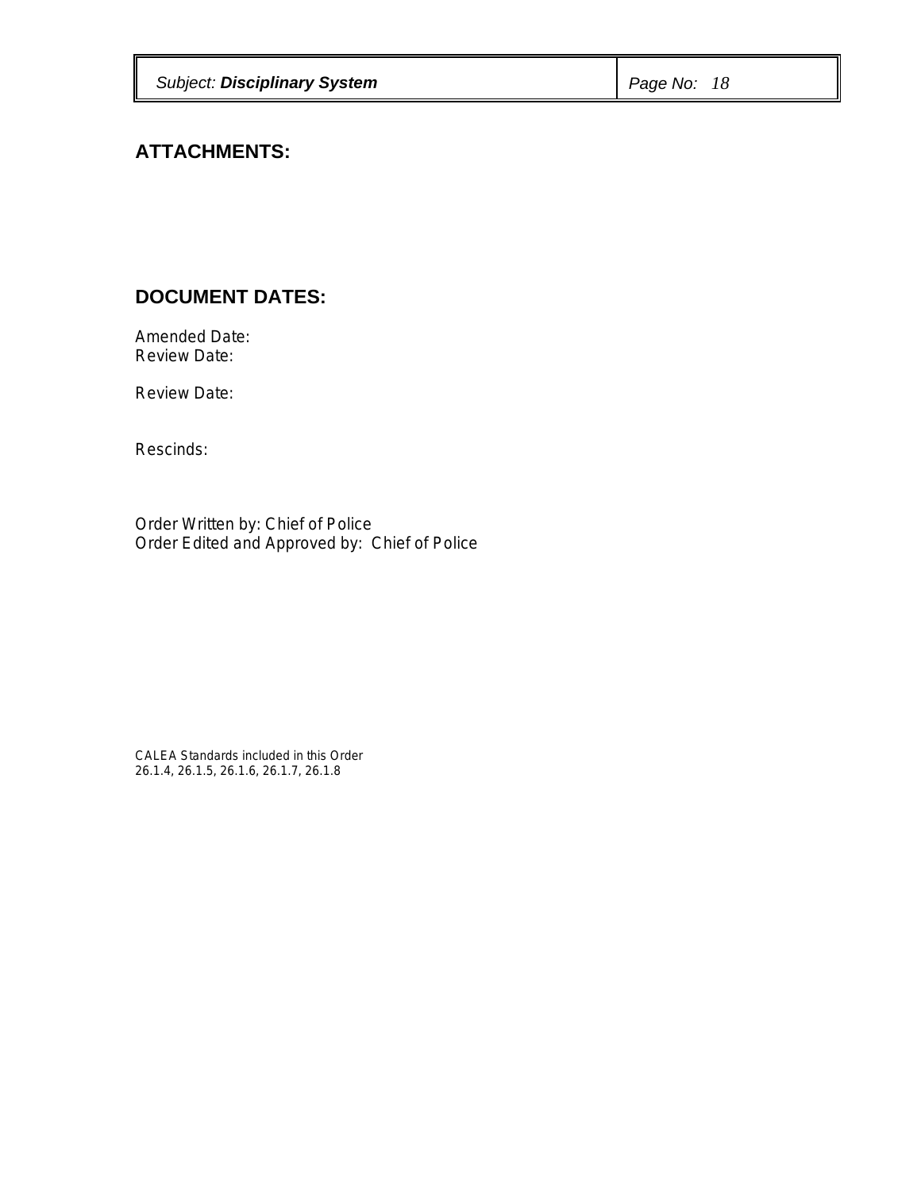## ATTACHMENTS:

## DOCUMENT DATES:

Amended Date:
Review Date:

Review Date:

Rescinds:

Order Written by: Chief of Police
Order Edited and Approved by: Chief of Police

CALEA Standards included in this Order
26.1.4, 26.1.5, 26.1.6, 26.1.7, 26.1.8